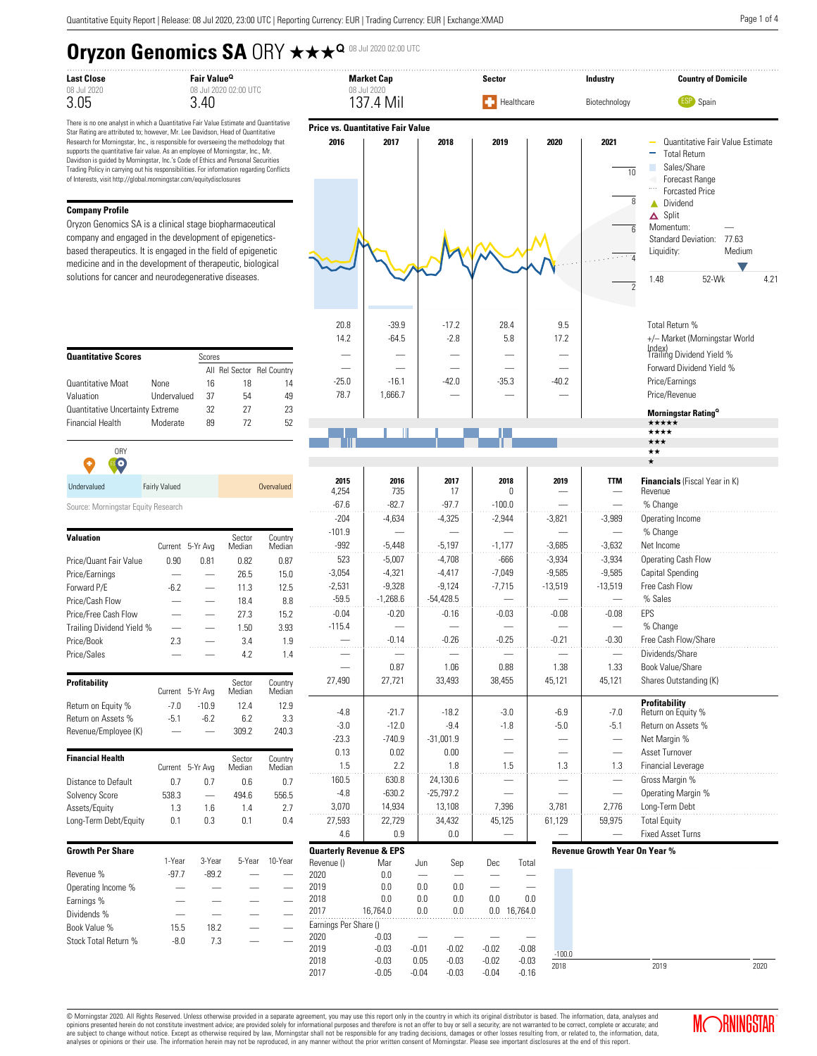# Oryzon Genomics SA ORY ★★★Q 08 Jul 2020 02:00 UTC

| Last Close | Fair ValueQ | Market Cap | Sector | Industry | Country of Domicile |
|---|---|---|---|---|---|
| 08 Jul 2020 | 08 Jul 2020 02:00 UTC | 08 Jul 2020 | | | |
| 3.05 | 3.40 | 137.4 Mil | Healthcare | Biotechnology | Spain |

There is no one analyst in which a Quantitative Fair Value Estimate and Quantitative Star Rating are attributed to; however, Mr. Lee Davidson, Head of Quantitative Research for Morningstar, Inc., is responsible for overseeing the methodology that supports the quantitative fair value. As an employee of Morningstar, Inc., Mr. Davidson is guided by Morningstar, Inc.'s Code of Ethics and Personal Securities Trading Policy in carrying out his responsibilities. For information regarding Conflicts of Interests, visit http://global.morningstar.com/equitydisclosures

## Company Profile

Oryzon Genomics SA is a clinical stage biopharmaceutical company and engaged in the development of epigenetics-based therapeutics. It is engaged in the field of epigenetic medicine and in the development of therapeutic, biological solutions for cancer and neurodegenerative diseases.

## Price vs. Quantitative Fair Value

Momentum: —
Standard Deviation: 77.63
Liquidity: Medium
52-Wk: 1.48 – 4.21

| | 2016 | 2017 | 2018 | 2019 | 2020 | 2021 |
|---|---|---|---|---|---|---|
| Total Return % | 20.8 | -39.9 | -17.2 | 28.4 | 9.5 | |
| +/– Market (Morningstar World Index) | 14.2 | -64.5 | -2.8 | 5.8 | 17.2 | |
| Trailing Dividend Yield % | — | — | — | — | — | |
| Forward Dividend Yield % | — | — | — | — | — | |
| Price/Earnings | -25.0 | -16.1 | -42.0 | -35.3 | -40.2 | |
| Price/Revenue | 78.7 | 1,666.7 | — | — | — | |

## Quantitative Scores

| | | All | Rel Sector | Rel Country |
|---|---|---|---|---|
| Quantitative Moat | None | 16 | 18 | 14 |
| Valuation | Undervalued | 37 | 54 | 49 |
| Quantitative Uncertainty | Extreme | 32 | 27 | 23 |
| Financial Health | Moderate | 89 | 72 | 52 |

Undervalued | Fairly Valued | Overvalued

Source: Morningstar Equity Research

## Valuation

| | Current | 5-Yr Avg | Sector Median | Country Median |
|---|---|---|---|---|
| Price/Quant Fair Value | 0.90 | 0.81 | 0.82 | 0.87 |
| Price/Earnings | — | — | 26.5 | 15.0 |
| Forward P/E | -6.2 | — | 11.3 | 12.5 |
| Price/Cash Flow | — | — | 18.4 | 8.8 |
| Price/Free Cash Flow | — | — | 27.3 | 15.2 |
| Trailing Dividend Yield % | — | — | 1.50 | 3.93 |
| Price/Book | 2.3 | — | 3.4 | 1.9 |
| Price/Sales | — | — | 4.2 | 1.4 |

## Profitability

| | Current | 5-Yr Avg | Sector Median | Country Median |
|---|---|---|---|---|
| Return on Equity % | -7.0 | -10.9 | 12.4 | 12.9 |
| Return on Assets % | -5.1 | -6.2 | 6.2 | 3.3 |
| Revenue/Employee (K) | — | — | 309.2 | 240.3 |

## Financial Health

| | Current | 5-Yr Avg | Sector Median | Country Median |
|---|---|---|---|---|
| Distance to Default | 0.7 | 0.7 | 0.6 | 0.7 |
| Solvency Score | 538.3 | — | 494.6 | 556.5 |
| Assets/Equity | 1.3 | 1.6 | 1.4 | 2.7 |
| Long-Term Debt/Equity | 0.1 | 0.3 | 0.1 | 0.4 |

## Growth Per Share

| | 1-Year | 3-Year | 5-Year | 10-Year |
|---|---|---|---|---|
| Revenue % | -97.7 | -89.2 | — | — |
| Operating Income % | — | — | — | — |
| Earnings % | — | — | — | — |
| Dividends % | — | — | — | — |
| Book Value % | 15.5 | 18.2 | — | — |
| Stock Total Return % | -8.0 | 7.3 | — | — |

## Financials (Fiscal Year in K)

| | 2015 | 2016 | 2017 | 2018 | 2019 | TTM |
|---|---|---|---|---|---|---|
| Revenue | 4,254 | 735 | 17 | 0 | — | — |
| % Change | -67.6 | -82.7 | -97.7 | -100.0 | — | — |
| Operating Income | -204 | -4,634 | -4,325 | -2,944 | -3,821 | -3,989 |
| % Change | -101.9 | — | — | — | — | — |
| Net Income | -992 | -5,448 | -5,197 | -1,177 | -3,685 | -3,632 |
| Operating Cash Flow | 523 | -5,007 | -4,708 | -666 | -3,934 | -3,934 |
| Capital Spending | -3,054 | -4,321 | -4,417 | -7,049 | -9,585 | -9,585 |
| Free Cash Flow | -2,531 | -9,328 | -9,124 | -7,715 | -13,519 | -13,519 |
| % Sales | -59.5 | -1,268.6 | -54,428.5 | — | — | — |
| EPS | -0.04 | -0.20 | -0.16 | -0.03 | -0.08 | -0.08 |
| % Change | -115.4 | — | — | — | — | — |
| Free Cash Flow/Share | — | -0.14 | -0.26 | -0.25 | -0.21 | -0.30 |
| Dividends/Share | — | — | — | — | — | — |
| Book Value/Share | — | 0.87 | 1.06 | 0.88 | 1.38 | 1.33 |
| Shares Outstanding (K) | 27,490 | 27,721 | 33,493 | 38,455 | 45,121 | 45,121 |
| **Profitability** | | | | | | |
| Return on Equity % | -4.8 | -21.7 | -18.2 | -3.0 | -6.9 | -7.0 |
| Return on Assets % | -3.0 | -12.0 | -9.4 | -1.8 | -5.0 | -5.1 |
| Net Margin % | -23.3 | -740.9 | -31,001.9 | — | — | — |
| Asset Turnover | 0.13 | 0.02 | 0.00 | — | — | — |
| Financial Leverage | 1.5 | 2.2 | 1.8 | 1.5 | 1.3 | 1.3 |
| Gross Margin % | 160.5 | 630.8 | 24,130.6 | — | — | — |
| Operating Margin % | -4.8 | -630.2 | -25,797.2 | — | — | — |
| Long-Term Debt | 3,070 | 14,934 | 13,108 | 7,396 | 3,781 | 2,776 |
| Total Equity | 27,593 | 22,729 | 34,432 | 45,125 | 61,129 | 59,975 |
| Fixed Asset Turns | 4.6 | 0.9 | 0.0 | — | — | — |

## Quarterly Revenue & EPS

| Revenue () | Mar | Jun | Sep | Dec | Total |
|---|---|---|---|---|---|
| 2020 | 0.0 | — | — | — | — |
| 2019 | 0.0 | 0.0 | 0.0 | — | — |
| 2018 | 0.0 | 0.0 | 0.0 | 0.0 | 0.0 |
| 2017 | 16,764.0 | 0.0 | 0.0 | 0.0 | 16,764.0 |
| **Earnings Per Share ()** | | | | | |
| 2020 | -0.03 | — | — | — | — |
| 2019 | -0.03 | -0.01 | -0.02 | -0.02 | -0.08 |
| 2018 | -0.03 | 0.05 | -0.03 | -0.02 | -0.03 |
| 2017 | -0.05 | -0.04 | -0.03 | -0.04 | -0.16 |

## Revenue Growth Year On Year %

2018: -100.0 | 2019 | 2020

© Morningstar 2020. All Rights Reserved. Unless otherwise provided in a separate agreement, you may use this report only in the country in which its original distributor is based. The information, data, analyses and opinions presented herein do not constitute investment advice; are provided solely for informational purposes and therefore is not an offer to buy or sell a security; and are not warranted to be correct, complete or accurate; and are subject to change without notice. Except as otherwise required by law, Morningstar shall not be responsible for any trading decisions, damages or other losses resulting from, or related to, the information, data, analyses or opinions or their use. The information herein may not be reproduced, in any manner without the prior written consent of Morningstar. Please see important disclosures at the end of this report.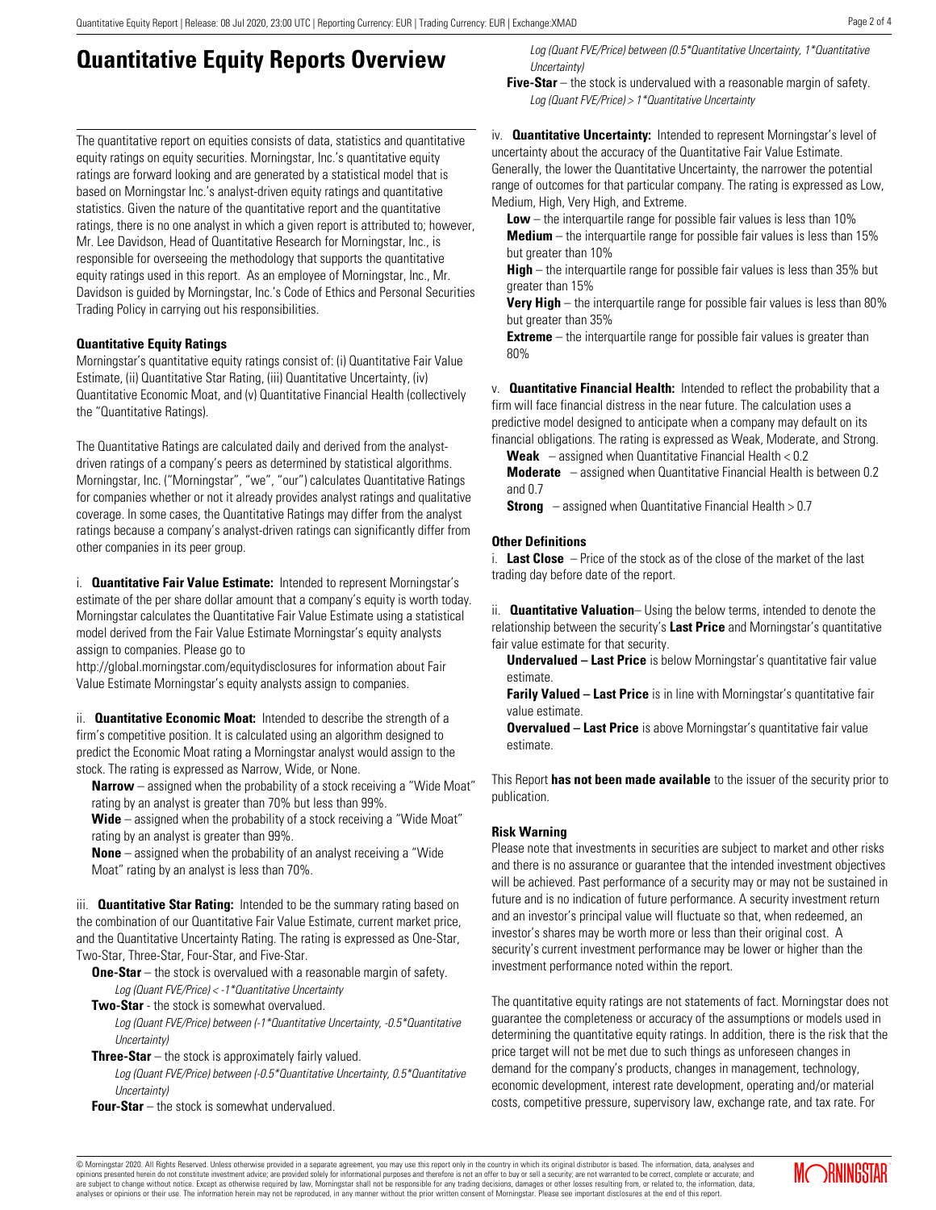# Quantitative Equity Reports Overview

The quantitative report on equities consists of data, statistics and quantitative equity ratings on equity securities. Morningstar, Inc.'s quantitative equity ratings are forward looking and are generated by a statistical model that is based on Morningstar Inc.'s analyst-driven equity ratings and quantitative statistics. Given the nature of the quantitative report and the quantitative ratings, there is no one analyst in which a given report is attributed to; however, Mr. Lee Davidson, Head of Quantitative Research for Morningstar, Inc., is responsible for overseeing the methodology that supports the quantitative equity ratings used in this report. As an employee of Morningstar, Inc., Mr. Davidson is guided by Morningstar, Inc.'s Code of Ethics and Personal Securities Trading Policy in carrying out his responsibilities.

**Quantitative Equity Ratings**

Morningstar's quantitative equity ratings consist of: (i) Quantitative Fair Value Estimate, (ii) Quantitative Star Rating, (iii) Quantitative Uncertainty, (iv) Quantitative Economic Moat, and (v) Quantitative Financial Health (collectively the "Quantitative Ratings).

The Quantitative Ratings are calculated daily and derived from the analyst-driven ratings of a company's peers as determined by statistical algorithms. Morningstar, Inc. ("Morningstar", "we", "our") calculates Quantitative Ratings for companies whether or not it already provides analyst ratings and qualitative coverage. In some cases, the Quantitative Ratings may differ from the analyst ratings because a company's analyst-driven ratings can significantly differ from other companies in its peer group.

i. **Quantitative Fair Value Estimate:** Intended to represent Morningstar's estimate of the per share dollar amount that a company's equity is worth today. Morningstar calculates the Quantitative Fair Value Estimate using a statistical model derived from the Fair Value Estimate Morningstar's equity analysts assign to companies. Please go to http://global.morningstar.com/equitydisclosures for information about Fair Value Estimate Morningstar's equity analysts assign to companies.

ii. **Quantitative Economic Moat:** Intended to describe the strength of a firm's competitive position. It is calculated using an algorithm designed to predict the Economic Moat rating a Morningstar analyst would assign to the stock. The rating is expressed as Narrow, Wide, or None.

**Narrow** – assigned when the probability of a stock receiving a "Wide Moat" rating by an analyst is greater than 70% but less than 99%.

**Wide** – assigned when the probability of a stock receiving a "Wide Moat" rating by an analyst is greater than 99%.

**None** – assigned when the probability of an analyst receiving a "Wide Moat" rating by an analyst is less than 70%.

iii. **Quantitative Star Rating:** Intended to be the summary rating based on the combination of our Quantitative Fair Value Estimate, current market price, and the Quantitative Uncertainty Rating. The rating is expressed as One-Star, Two-Star, Three-Star, Four-Star, and Five-Star.

**One-Star** – the stock is overvalued with a reasonable margin of safety.
*Log (Quant FVE/Price) < -1\*Quantitative Uncertainty*

**Two-Star** - the stock is somewhat overvalued.
*Log (Quant FVE/Price) between (-1\*Quantitative Uncertainty, -0.5\*Quantitative Uncertainty)*

**Three-Star** – the stock is approximately fairly valued.
*Log (Quant FVE/Price) between (-0.5\*Quantitative Uncertainty, 0.5\*Quantitative Uncertainty)*

**Four-Star** – the stock is somewhat undervalued.
*Log (Quant FVE/Price) between (0.5\*Quantitative Uncertainty, 1\*Quantitative Uncertainty)*

**Five-Star** – the stock is undervalued with a reasonable margin of safety.
*Log (Quant FVE/Price) > 1\*Quantitative Uncertainty*

iv. **Quantitative Uncertainty:** Intended to represent Morningstar's level of uncertainty about the accuracy of the Quantitative Fair Value Estimate. Generally, the lower the Quantitative Uncertainty, the narrower the potential range of outcomes for that particular company. The rating is expressed as Low, Medium, High, Very High, and Extreme.

**Low** – the interquartile range for possible fair values is less than 10%

**Medium** – the interquartile range for possible fair values is less than 15% but greater than 10%

**High** – the interquartile range for possible fair values is less than 35% but greater than 15%

**Very High** – the interquartile range for possible fair values is less than 80% but greater than 35%

**Extreme** – the interquartile range for possible fair values is greater than 80%

v. **Quantitative Financial Health:** Intended to reflect the probability that a firm will face financial distress in the near future. The calculation uses a predictive model designed to anticipate when a company may default on its financial obligations. The rating is expressed as Weak, Moderate, and Strong.

**Weak** – assigned when Quantitative Financial Health < 0.2

**Moderate** – assigned when Quantitative Financial Health is between 0.2 and 0.7

**Strong** – assigned when Quantitative Financial Health > 0.7

**Other Definitions**

i. **Last Close** – Price of the stock as of the close of the market of the last trading day before date of the report.

ii. **Quantitative Valuation**– Using the below terms, intended to denote the relationship between the security's **Last Price** and Morningstar's quantitative fair value estimate for that security.

**Undervalued – Last Price** is below Morningstar's quantitative fair value estimate.

**Farily Valued – Last Price** is in line with Morningstar's quantitative fair value estimate.

**Overvalued – Last Price** is above Morningstar's quantitative fair value estimate.

This Report **has not been made available** to the issuer of the security prior to publication.

**Risk Warning**

Please note that investments in securities are subject to market and other risks and there is no assurance or guarantee that the intended investment objectives will be achieved. Past performance of a security may or may not be sustained in future and is no indication of future performance. A security investment return and an investor's principal value will fluctuate so that, when redeemed, an investor's shares may be worth more or less than their original cost. A security's current investment performance may be lower or higher than the investment performance noted within the report.

The quantitative equity ratings are not statements of fact. Morningstar does not guarantee the completeness or accuracy of the assumptions or models used in determining the quantitative equity ratings. In addition, there is the risk that the price target will not be met due to such things as unforeseen changes in demand for the company's products, changes in management, technology, economic development, interest rate development, operating and/or material costs, competitive pressure, supervisory law, exchange rate, and tax rate. For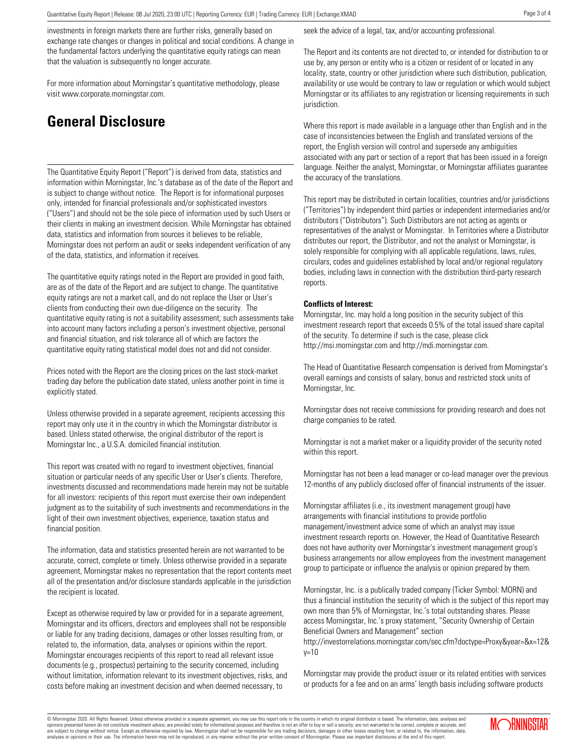investments in foreign markets there are further risks, generally based on exchange rate changes or changes in political and social conditions. A change in the fundamental factors underlying the quantitative equity ratings can mean that the valuation is subsequently no longer accurate.

For more information about Morningstar's quantitative methodology, please visit www.corporate.morningstar.com.

# General Disclosure

The Quantitative Equity Report ("Report") is derived from data, statistics and information within Morningstar, Inc.'s database as of the date of the Report and is subject to change without notice. The Report is for informational purposes only, intended for financial professionals and/or sophisticated investors ("Users") and should not be the sole piece of information used by such Users or their clients in making an investment decision. While Morningstar has obtained data, statistics and information from sources it believes to be reliable, Morningstar does not perform an audit or seeks independent verification of any of the data, statistics, and information it receives.

The quantitative equity ratings noted in the Report are provided in good faith, are as of the date of the Report and are subject to change. The quantitative equity ratings are not a market call, and do not replace the User or User's clients from conducting their own due-diligence on the security. The quantitative equity rating is not a suitability assessment; such assessments take into account many factors including a person's investment objective, personal and financial situation, and risk tolerance all of which are factors the quantitative equity rating statistical model does not and did not consider.

Prices noted with the Report are the closing prices on the last stock-market trading day before the publication date stated, unless another point in time is explicitly stated.

Unless otherwise provided in a separate agreement, recipients accessing this report may only use it in the country in which the Morningstar distributor is based. Unless stated otherwise, the original distributor of the report is Morningstar Inc., a U.S.A. domiciled financial institution.

This report was created with no regard to investment objectives, financial situation or particular needs of any specific User or User's clients. Therefore, investments discussed and recommendations made herein may not be suitable for all investors: recipients of this report must exercise their own independent judgment as to the suitability of such investments and recommendations in the light of their own investment objectives, experience, taxation status and financial position.

The information, data and statistics presented herein are not warranted to be accurate, correct, complete or timely. Unless otherwise provided in a separate agreement, Morningstar makes no representation that the report contents meet all of the presentation and/or disclosure standards applicable in the jurisdiction the recipient is located.

Except as otherwise required by law or provided for in a separate agreement, Morningstar and its officers, directors and employees shall not be responsible or liable for any trading decisions, damages or other losses resulting from, or related to, the information, data, analyses or opinions within the report. Morningstar encourages recipients of this report to read all relevant issue documents (e.g., prospectus) pertaining to the security concerned, including without limitation, information relevant to its investment objectives, risks, and costs before making an investment decision and when deemed necessary, to seek the advice of a legal, tax, and/or accounting professional.

The Report and its contents are not directed to, or intended for distribution to or use by, any person or entity who is a citizen or resident of or located in any locality, state, country or other jurisdiction where such distribution, publication, availability or use would be contrary to law or regulation or which would subject Morningstar or its affiliates to any registration or licensing requirements in such jurisdiction.

Where this report is made available in a language other than English and in the case of inconsistencies between the English and translated versions of the report, the English version will control and supersede any ambiguities associated with any part or section of a report that has been issued in a foreign language. Neither the analyst, Morningstar, or Morningstar affiliates guarantee the accuracy of the translations.

This report may be distributed in certain localities, countries and/or jurisdictions ("Territories") by independent third parties or independent intermediaries and/or distributors ("Distributors"). Such Distributors are not acting as agents or representatives of the analyst or Morningstar. In Territories where a Distributor distributes our report, the Distributor, and not the analyst or Morningstar, is solely responsible for complying with all applicable regulations, laws, rules, circulars, codes and guidelines established by local and/or regional regulatory bodies, including laws in connection with the distribution third-party research reports.

**Conflicts of Interest:**

Morningstar, Inc. may hold a long position in the security subject of this investment research report that exceeds 0.5% of the total issued share capital of the security. To determine if such is the case, please click http://msi.morningstar.com and http://mdi.morningstar.com.

The Head of Quantitative Research compensation is derived from Morningstar's overall earnings and consists of salary, bonus and restricted stock units of Morningstar, Inc.

Morningstar does not receive commissions for providing research and does not charge companies to be rated.

Morningstar is not a market maker or a liquidity provider of the security noted within this report.

Morningstar has not been a lead manager or co-lead manager over the previous 12-months of any publicly disclosed offer of financial instruments of the issuer.

Morningstar affiliates (i.e., its investment management group) have arrangements with financial institutions to provide portfolio management/investment advice some of which an analyst may issue investment research reports on. However, the Head of Quantitative Research does not have authority over Morningstar's investment management group's business arrangements nor allow employees from the investment management group to participate or influence the analysis or opinion prepared by them.

Morningstar, Inc. is a publically traded company (Ticker Symbol: MORN) and thus a financial institution the security of which is the subject of this report may own more than 5% of Morningstar, Inc.'s total outstanding shares. Please access Morningstar, Inc.'s proxy statement, "Security Ownership of Certain Beneficial Owners and Management" section http://investorrelations.morningstar.com/sec.cfm?doctype=Proxy&year=&x=12&y=10

Morningstar may provide the product issuer or its related entities with services or products for a fee and on an arms' length basis including software products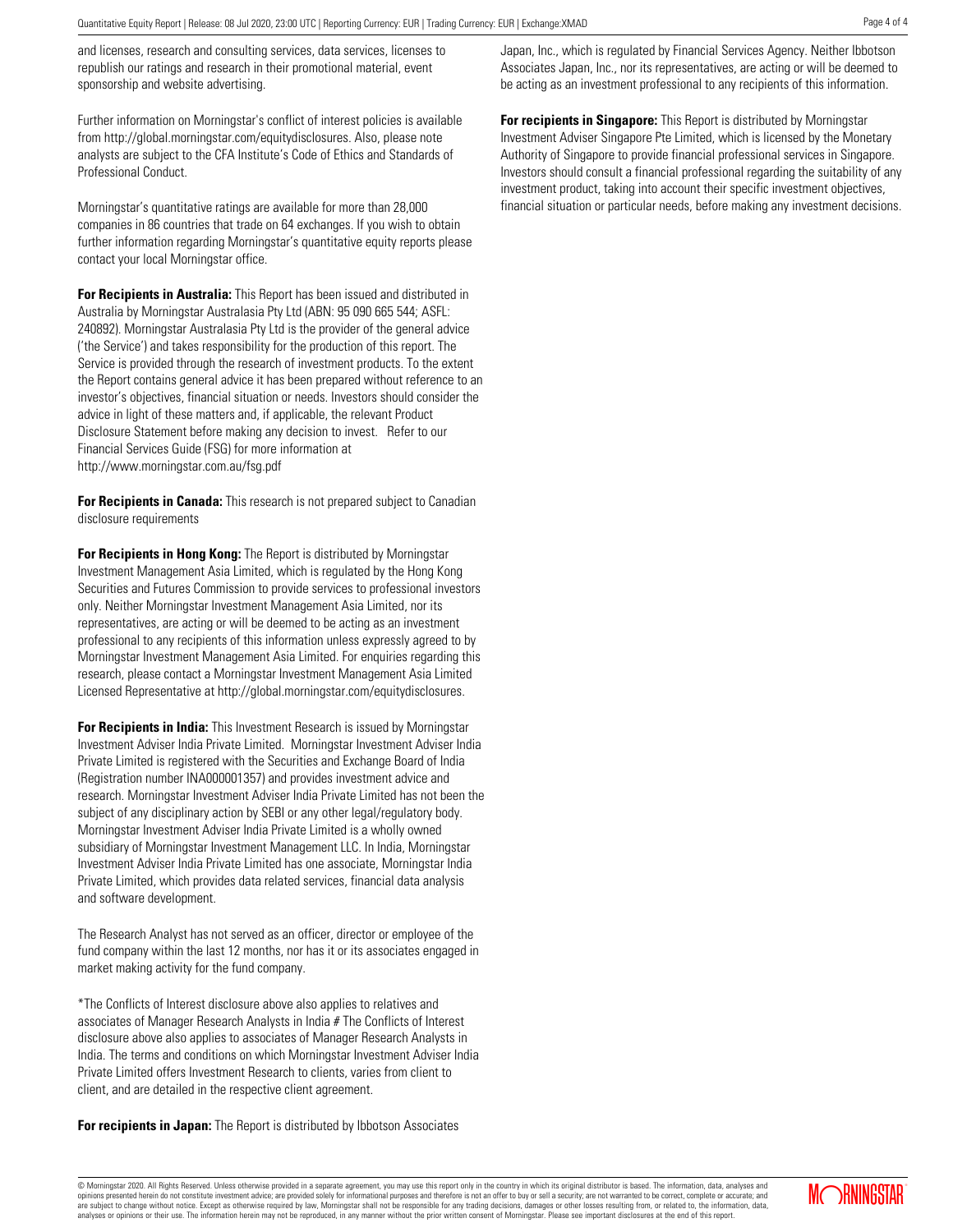and licenses, research and consulting services, data services, licenses to republish our ratings and research in their promotional material, event sponsorship and website advertising.

Further information on Morningstar's conflict of interest policies is available from http://global.morningstar.com/equitydisclosures. Also, please note analysts are subject to the CFA Institute's Code of Ethics and Standards of Professional Conduct.

Morningstar's quantitative ratings are available for more than 28,000 companies in 86 countries that trade on 64 exchanges. If you wish to obtain further information regarding Morningstar's quantitative equity reports please contact your local Morningstar office.

**For Recipients in Australia:** This Report has been issued and distributed in Australia by Morningstar Australasia Pty Ltd (ABN: 95 090 665 544; ASFL: 240892). Morningstar Australasia Pty Ltd is the provider of the general advice ('the Service') and takes responsibility for the production of this report. The Service is provided through the research of investment products. To the extent the Report contains general advice it has been prepared without reference to an investor's objectives, financial situation or needs. Investors should consider the advice in light of these matters and, if applicable, the relevant Product Disclosure Statement before making any decision to invest. Refer to our Financial Services Guide (FSG) for more information at http://www.morningstar.com.au/fsg.pdf

**For Recipients in Canada:** This research is not prepared subject to Canadian disclosure requirements

**For Recipients in Hong Kong:** The Report is distributed by Morningstar Investment Management Asia Limited, which is regulated by the Hong Kong Securities and Futures Commission to provide services to professional investors only. Neither Morningstar Investment Management Asia Limited, nor its representatives, are acting or will be deemed to be acting as an investment professional to any recipients of this information unless expressly agreed to by Morningstar Investment Management Asia Limited. For enquiries regarding this research, please contact a Morningstar Investment Management Asia Limited Licensed Representative at http://global.morningstar.com/equitydisclosures.

**For Recipients in India:** This Investment Research is issued by Morningstar Investment Adviser India Private Limited. Morningstar Investment Adviser India Private Limited is registered with the Securities and Exchange Board of India (Registration number INA000001357) and provides investment advice and research. Morningstar Investment Adviser India Private Limited has not been the subject of any disciplinary action by SEBI or any other legal/regulatory body. Morningstar Investment Adviser India Private Limited is a wholly owned subsidiary of Morningstar Investment Management LLC. In India, Morningstar Investment Adviser India Private Limited has one associate, Morningstar India Private Limited, which provides data related services, financial data analysis and software development.

The Research Analyst has not served as an officer, director or employee of the fund company within the last 12 months, nor has it or its associates engaged in market making activity for the fund company.

*The Conflicts of Interest disclosure above also applies to relatives and associates of Manager Research Analysts in India # The Conflicts of Interest disclosure above also applies to associates of Manager Research Analysts in India. The terms and conditions on which Morningstar Investment Adviser India Private Limited offers Investment Research to clients, varies from client to client, and are detailed in the respective client agreement.

**For recipients in Japan:** The Report is distributed by Ibbotson Associates Japan, Inc., which is regulated by Financial Services Agency. Neither Ibbotson Associates Japan, Inc., nor its representatives, are acting or will be deemed to be acting as an investment professional to any recipients of this information.

**For recipients in Singapore:** This Report is distributed by Morningstar Investment Adviser Singapore Pte Limited, which is licensed by the Monetary Authority of Singapore to provide financial professional services in Singapore. Investors should consult a financial professional regarding the suitability of any investment product, taking into account their specific investment objectives, financial situation or particular needs, before making any investment decisions.